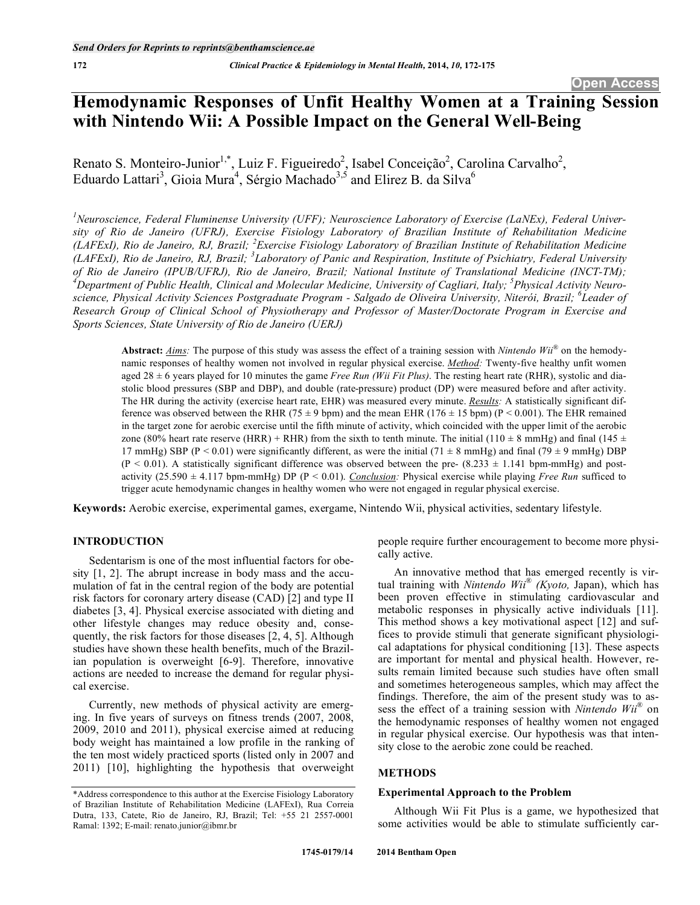# Hemodynamic Responses of Unfit Healthy Women at a Training Session with Nintendo Wii: A Possible Impact on the General Well-Being

Renato S. Monteiro-Junior[1,*], Luiz F. Figueiredo[2], Isabel Conceição[2], Carolina Carvalho[2], Eduardo Lattari[3], Gioia Mura[4], Sérgio Machado[3,5] and Elirez B. da Silva[6]

*[1]Neuroscience, Federal Fluminense University (UFF); Neuroscience Laboratory of Exercise (LaNEx), Federal University of Rio de Janeiro (UFRJ), Exercise Fisiology Laboratory of Brazilian Institute of Rehabilitation Medicine (LAFExI), Rio de Janeiro, RJ, Brazil; [2]Exercise Fisiology Laboratory of Brazilian Institute of Rehabilitation Medicine (LAFExI), Rio de Janeiro, RJ, Brazil; [3]Laboratory of Panic and Respiration, Institute of Psichiatry, Federal University of Rio de Janeiro (IPUB/UFRJ), Rio de Janeiro, Brazil; National Institute of Translational Medicine (INCT-TM); [4]Department of Public Health, Clinical and Molecular Medicine, University of Cagliari, Italy; [5]Physical Activity Neuroscience, Physical Activity Sciences Postgraduate Program - Salgado de Oliveira University, Niterói, Brazil; [6]Leader of Research Group of Clinical School of Physiotherapy and Professor of Master/Doctorate Program in Exercise and Sports Sciences, State University of Rio de Janeiro (UERJ)*

**Abstract:** ***Aims:*** The purpose of this study was assess the effect of a training session with *Nintendo Wii®* on the hemodynamic responses of healthy women not involved in regular physical exercise. ***Method:*** Twenty-five healthy unfit women aged 28 ± 6 years played for 10 minutes the game *Free Run (Wii Fit Plus)*. The resting heart rate (RHR), systolic and diastolic blood pressures (SBP and DBP), and double (rate-pressure) product (DP) were measured before and after activity. The HR during the activity (exercise heart rate, EHR) was measured every minute. ***Results:*** A statistically significant difference was observed between the RHR (75 ± 9 bpm) and the mean EHR (176 ± 15 bpm) ($P < 0.001$). The EHR remained in the target zone for aerobic exercise until the fifth minute of activity, which coincided with the upper limit of the aerobic zone (80% heart rate reserve (HRR) + RHR) from the sixth to tenth minute. The initial (110 ± 8 mmHg) and final (145 ± 17 mmHg) SBP ($P < 0.01$) were significantly different, as were the initial (71 ± 8 mmHg) and final (79 ± 9 mmHg) DBP ($P < 0.01$). A statistically significant difference was observed between the pre- (8.233 ± 1.141 bpm-mmHg) and post-activity (25.590 ± 4.117 bpm-mmHg) DP ($P < 0.01$). ***Conclusion:*** Physical exercise while playing *Free Run* sufficed to trigger acute hemodynamic changes in healthy women who were not engaged in regular physical exercise.

**Keywords:** Aerobic exercise, experimental games, exergame, Nintendo Wii, physical activities, sedentary lifestyle.

## INTRODUCTION

Sedentarism is one of the most influential factors for obesity [1, 2]. The abrupt increase in body mass and the accumulation of fat in the central region of the body are potential risk factors for coronary artery disease (CAD) [2] and type II diabetes [3, 4]. Physical exercise associated with dieting and other lifestyle changes may reduce obesity and, consequently, the risk factors for those diseases [2, 4, 5]. Although studies have shown these health benefits, much of the Brazilian population is overweight [6-9]. Therefore, innovative actions are needed to increase the demand for regular physical exercise.

Currently, new methods of physical activity are emerging. In five years of surveys on fitness trends (2007, 2008, 2009, 2010 and 2011), physical exercise aimed at reducing body weight has maintained a low profile in the ranking of the ten most widely practiced sports (listed only in 2007 and 2011) [10], highlighting the hypothesis that overweight people require further encouragement to become more physically active.

An innovative method that has emerged recently is virtual training with *Nintendo Wii® (Kyoto,* Japan), which has been proven effective in stimulating cardiovascular and metabolic responses in physically active individuals [11]. This method shows a key motivational aspect [12] and suffices to provide stimuli that generate significant physiological adaptations for physical conditioning [13]. These aspects are important for mental and physical health. However, results remain limited because such studies have often small and sometimes heterogeneous samples, which may affect the findings. Therefore, the aim of the present study was to assess the effect of a training session with *Nintendo Wii®* on the hemodynamic responses of healthy women not engaged in regular physical exercise. Our hypothesis was that intensity close to the aerobic zone could be reached.

## METHODS

### Experimental Approach to the Problem

Although Wii Fit Plus is a game, we hypothesized that some activities would be able to stimulate sufficiently car-

*Address correspondence to this author at the Exercise Fisiology Laboratory of Brazilian Institute of Rehabilitation Medicine (LAFExI), Rua Correia Dutra, 133, Catete, Rio de Janeiro, RJ, Brazil; Tel: +55 21 2557-0001 Ramal: 1392; E-mail: renato.junior@ibmr.br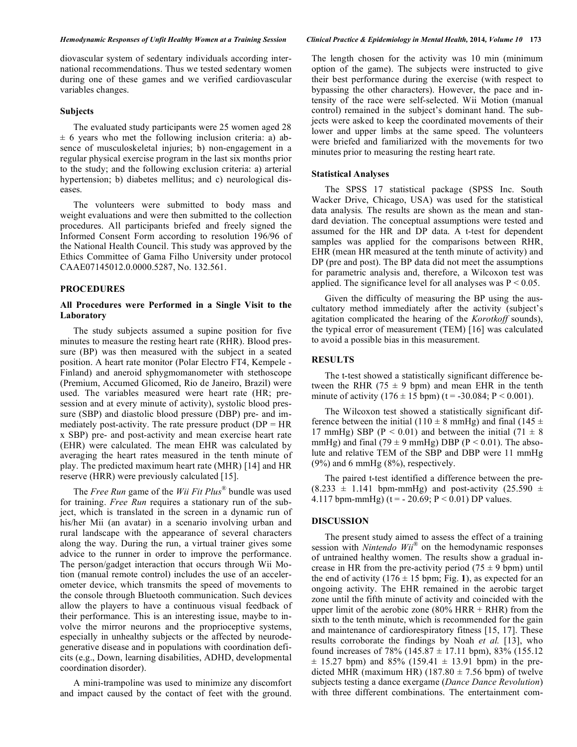diovascular system of sedentary individuals according international recommendations. Thus we tested sedentary women during one of these games and we verified cardiovascular variables changes.

### Subjects

The evaluated study participants were 25 women aged 28 ± 6 years who met the following inclusion criteria: a) absence of musculoskeletal injuries; b) non-engagement in a regular physical exercise program in the last six months prior to the study; and the following exclusion criteria: a) arterial hypertension; b) diabetes mellitus; and c) neurological diseases.

The volunteers were submitted to body mass and weight evaluations and were then submitted to the collection procedures. All participants briefed and freely signed the Informed Consent Form according to resolution 196/96 of the National Health Council. This study was approved by the Ethics Committee of Gama Filho University under protocol CAAE07145012.0.0000.5287, No. 132.561.

## PROCEDURES

### All Procedures were Performed in a Single Visit to the Laboratory

The study subjects assumed a supine position for five minutes to measure the resting heart rate (RHR). Blood pressure (BP) was then measured with the subject in a seated position. A heart rate monitor (Polar Electro FT4, Kempele - Finland) and aneroid sphygmomanometer with stethoscope (Premium, Accumed Glicomed, Rio de Janeiro, Brazil) were used. The variables measured were heart rate (HR; pre-session and at every minute of activity), systolic blood pressure (SBP) and diastolic blood pressure (DBP) pre- and immediately post-activity. The rate pressure product (DP = HR x SBP) pre- and post-activity and mean exercise heart rate (EHR) were calculated. The mean EHR was calculated by averaging the heart rates measured in the tenth minute of play. The predicted maximum heart rate (MHR) [14] and HR reserve (HRR) were previously calculated [15].

The *Free Run* game of the *Wii Fit Plus*® bundle was used for training. *Free Run* requires a stationary run of the subject, which is translated in the screen in a dynamic run of his/her Mii (an avatar) in a scenario involving urban and rural landscape with the appearance of several characters along the way. During the run, a virtual trainer gives some advice to the runner in order to improve the performance. The person/gadget interaction that occurs through Wii Motion (manual remote control) includes the use of an accelerometer device, which transmits the speed of movements to the console through Bluetooth communication. Such devices allow the players to have a continuous visual feedback of their performance. This is an interesting issue, maybe to involve the mirror neurons and the proprioceptive systems, especially in unhealthy subjects or the affected by neurodegenerative disease and in populations with coordination deficits (e.g., Down, learning disabilities, ADHD, developmental coordination disorder).

A mini-trampoline was used to minimize any discomfort and impact caused by the contact of feet with the ground. The length chosen for the activity was 10 min (minimum option of the game). The subjects were instructed to give their best performance during the exercise (with respect to bypassing the other characters). However, the pace and intensity of the race were self-selected. Wii Motion (manual control) remained in the subject's dominant hand. The subjects were asked to keep the coordinated movements of their lower and upper limbs at the same speed. The volunteers were briefed and familiarized with the movements for two minutes prior to measuring the resting heart rate.

### Statistical Analyses

The SPSS 17 statistical package (SPSS Inc. South Wacker Drive, Chicago, USA) was used for the statistical data analysis. The results are shown as the mean and standard deviation. The conceptual assumptions were tested and assumed for the HR and DP data. A t-test for dependent samples was applied for the comparisons between RHR, EHR (mean HR measured at the tenth minute of activity) and DP (pre and post). The BP data did not meet the assumptions for parametric analysis and, therefore, a Wilcoxon test was applied. The significance level for all analyses was $P < 0.05$.

Given the difficulty of measuring the BP using the auscultatory method immediately after the activity (subject's agitation complicated the hearing of the *Korotkoff* sounds), the typical error of measurement (TEM) [16] was calculated to avoid a possible bias in this measurement.

## RESULTS

The t-test showed a statistically significant difference between the RHR (75 ± 9 bpm) and mean EHR in the tenth minute of activity (176 ± 15 bpm) ($t = -30.084$; $P < 0.001$).

The Wilcoxon test showed a statistically significant difference between the initial (110 ± 8 mmHg) and final (145 ± 17 mmHg) SBP ($P < 0.01$) and between the initial (71 ± 8 mmHg) and final (79 ± 9 mmHg) DBP ($P < 0.01$). The absolute and relative TEM of the SBP and DBP were 11 mmHg (9%) and 6 mmHg (8%), respectively.

The paired t-test identified a difference between the pre- (8.233 ± 1.141 bpm-mmHg) and post-activity (25.590 ± 4.117 bpm-mmHg) ($t = -20.69$; $P < 0.01$) DP values.

## DISCUSSION

The present study aimed to assess the effect of a training session with *Nintendo Wii*® on the hemodynamic responses of untrained healthy women. The results show a gradual increase in HR from the pre-activity period (75 ± 9 bpm) until the end of activity (176 ± 15 bpm; Fig. **1**), as expected for an ongoing activity. The EHR remained in the aerobic target zone until the fifth minute of activity and coincided with the upper limit of the aerobic zone (80% HRR + RHR) from the sixth to the tenth minute, which is recommended for the gain and maintenance of cardiorespiratory fitness [15, 17]. These results corroborate the findings by Noah *et al.* [13], who found increases of 78% (145.87 ± 17.11 bpm), 83% (155.12 ± 15.27 bpm) and 85% (159.41 ± 13.91 bpm) in the predicted MHR (maximum HR) (187.80 ± 7.56 bpm) of twelve subjects testing a dance exergame (*Dance Dance Revolution*) with three different combinations. The entertainment com-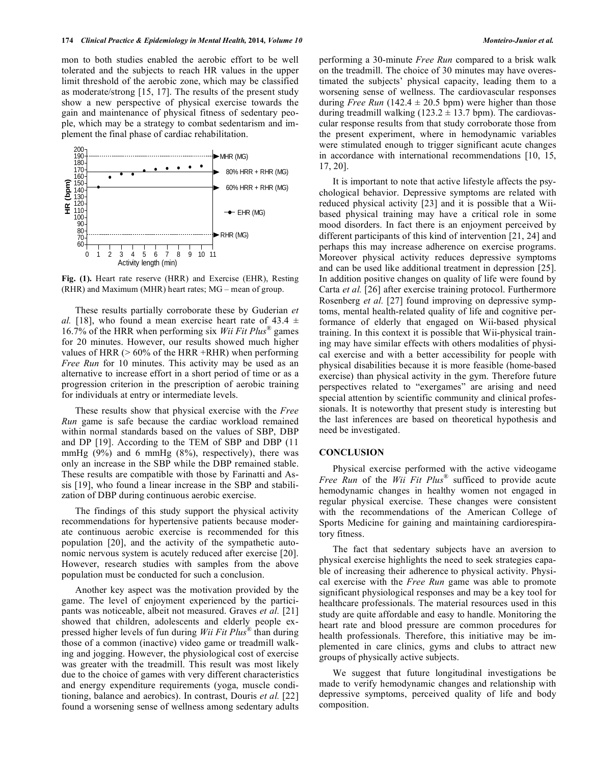mon to both studies enabled the aerobic effort to be well tolerated and the subjects to reach HR values in the upper limit threshold of the aerobic zone, which may be classified as moderate/strong [15, 17]. The results of the present study show a new perspective of physical exercise towards the gain and maintenance of physical fitness of sedentary people, which may be a strategy to combat sedentarism and implement the final phase of cardiac rehabilitation.

**Fig. (1).** Heart rate reserve (HRR) and Exercise (EHR), Resting (RHR) and Maximum (MHR) heart rates; MG – mean of group.

These results partially corroborate these by Guderian *et al.* [18], who found a mean exercise heart rate of 43.4 ± 16.7% of the HRR when performing six *Wii Fit Plus*® games for 20 minutes. However, our results showed much higher values of HRR (> 60% of the HRR +RHR) when performing *Free Run* for 10 minutes. This activity may be used as an alternative to increase effort in a short period of time or as a progression criterion in the prescription of aerobic training for individuals at entry or intermediate levels.

These results show that physical exercise with the *Free Run* game is safe because the cardiac workload remained within normal standards based on the values of SBP, DBP and DP [19]. According to the TEM of SBP and DBP (11 mmHg (9%) and 6 mmHg (8%), respectively), there was only an increase in the SBP while the DBP remained stable. These results are compatible with those by Farinatti and Assis [19], who found a linear increase in the SBP and stabilization of DBP during continuous aerobic exercise.

The findings of this study support the physical activity recommendations for hypertensive patients because moderate continuous aerobic exercise is recommended for this population [20], and the activity of the sympathetic autonomic nervous system is acutely reduced after exercise [20]. However, research studies with samples from the above population must be conducted for such a conclusion.

Another key aspect was the motivation provided by the game. The level of enjoyment experienced by the participants was noticeable, albeit not measured. Graves *et al.* [21] showed that children, adolescents and elderly people expressed higher levels of fun during *Wii Fit Plus*® than during those of a common (inactive) video game or treadmill walking and jogging. However, the physiological cost of exercise was greater with the treadmill. This result was most likely due to the choice of games with very different characteristics and energy expenditure requirements (yoga, muscle conditioning, balance and aerobics). In contrast, Douris *et al.* [22] found a worsening sense of wellness among sedentary adults performing a 30-minute *Free Run* compared to a brisk walk on the treadmill. The choice of 30 minutes may have overestimated the subjects' physical capacity, leading them to a worsening sense of wellness. The cardiovascular responses during *Free Run* (142.4 ± 20.5 bpm) were higher than those during treadmill walking (123.2 ± 13.7 bpm). The cardiovascular response results from that study corroborate those from the present experiment, where in hemodynamic variables were stimulated enough to trigger significant acute changes in accordance with international recommendations [10, 15, 17, 20].

It is important to note that active lifestyle affects the psychological behavior. Depressive symptoms are related with reduced physical activity [23] and it is possible that a Wii-based physical training may have a critical role in some mood disorders. In fact there is an enjoyment perceived by different participants of this kind of intervention [21, 24] and perhaps this may increase adherence on exercise programs. Moreover physical activity reduces depressive symptoms and can be used like additional treatment in depression [25]. In addition positive changes on quality of life were found by Carta *et al.* [26] after exercise training protocol. Furthermore Rosenberg *et al.* [27] found improving on depressive symptoms, mental health-related quality of life and cognitive performance of elderly that engaged on Wii-based physical training. In this context it is possible that Wii-physical training may have similar effects with others modalities of physical exercise and with a better accessibility for people with physical disabilities because it is more feasible (home-based exercise) than physical activity in the gym. Therefore future perspectives related to "exergames" are arising and need special attention by scientific community and clinical professionals. It is noteworthy that present study is interesting but the last inferences are based on theoretical hypothesis and need be investigated.

## CONCLUSION

Physical exercise performed with the active videogame *Free Run* of the *Wii Fit Plus*® sufficed to provide acute hemodynamic changes in healthy women not engaged in regular physical exercise. These changes were consistent with the recommendations of the American College of Sports Medicine for gaining and maintaining cardiorespiratory fitness.

The fact that sedentary subjects have an aversion to physical exercise highlights the need to seek strategies capable of increasing their adherence to physical activity. Physical exercise with the *Free Run* game was able to promote significant physiological responses and may be a key tool for healthcare professionals. The material resources used in this study are quite affordable and easy to handle. Monitoring the heart rate and blood pressure are common procedures for health professionals. Therefore, this initiative may be implemented in care clinics, gyms and clubs to attract new groups of physically active subjects.

We suggest that future longitudinal investigations be made to verify hemodynamic changes and relationship with depressive symptoms, perceived quality of life and body composition.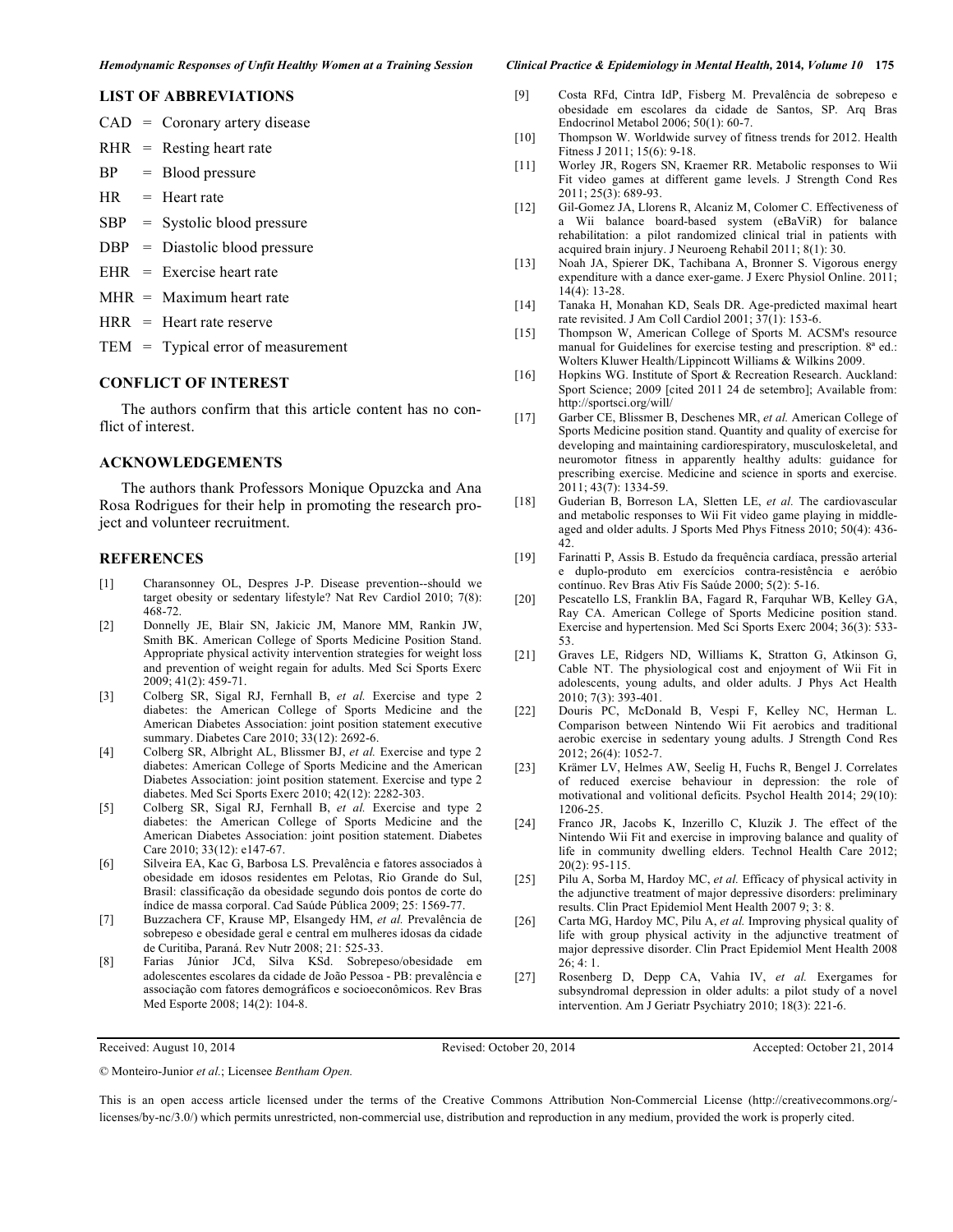## LIST OF ABBREVIATIONS

CAD = Coronary artery disease

RHR = Resting heart rate

BP = Blood pressure

HR = Heart rate

SBP = Systolic blood pressure

DBP = Diastolic blood pressure

EHR = Exercise heart rate

MHR = Maximum heart rate

HRR = Heart rate reserve

TEM = Typical error of measurement

## CONFLICT OF INTEREST

The authors confirm that this article content has no conflict of interest.

## ACKNOWLEDGEMENTS

The authors thank Professors Monique Opuzcka and Ana Rosa Rodrigues for their help in promoting the research project and volunteer recruitment.

## REFERENCES

[1] Charansonney OL, Despres J-P. Disease prevention--should we target obesity or sedentary lifestyle? Nat Rev Cardiol 2010; 7(8): 468-72.

[2] Donnelly JE, Blair SN, Jakicic JM, Manore MM, Rankin JW, Smith BK. American College of Sports Medicine Position Stand. Appropriate physical activity intervention strategies for weight loss and prevention of weight regain for adults. Med Sci Sports Exerc 2009; 41(2): 459-71.

[3] Colberg SR, Sigal RJ, Fernhall B, *et al.* Exercise and type 2 diabetes: the American College of Sports Medicine and the American Diabetes Association: joint position statement executive summary. Diabetes Care 2010; 33(12): 2692-6.

[4] Colberg SR, Albright AL, Blissmer BJ, *et al.* Exercise and type 2 diabetes: American College of Sports Medicine and the American Diabetes Association: joint position statement. Exercise and type 2 diabetes. Med Sci Sports Exerc 2010; 42(12): 2282-303.

[5] Colberg SR, Sigal RJ, Fernhall B, *et al.* Exercise and type 2 diabetes: the American College of Sports Medicine and the American Diabetes Association: joint position statement. Diabetes Care 2010; 33(12): e147-67.

[6] Silveira EA, Kac G, Barbosa LS. Prevalência e fatores associados à obesidade em idosos residentes em Pelotas, Rio Grande do Sul, Brasil: classificação da obesidade segundo dois pontos de corte do índice de massa corporal. Cad Saúde Pública 2009; 25: 1569-77.

[7] Buzzachera CF, Krause MP, Elsangedy HM, *et al.* Prevalência de sobrepeso e obesidade geral e central em mulheres idosas da cidade de Curitiba, Paraná. Rev Nutr 2008; 21: 525-33.

[8] Farias Júnior JCd, Silva KSd. Sobrepeso/obesidade em adolescentes escolares da cidade de João Pessoa - PB: prevalência e associação com fatores demográficos e socioeconômicos. Rev Bras Med Esporte 2008; 14(2): 104-8.

[9] Costa RFd, Cintra IdP, Fisberg M. Prevalência de sobrepeso e obesidade em escolares da cidade de Santos, SP. Arq Bras Endocrinol Metabol 2006; 50(1): 60-7.

[10] Thompson W. Worldwide survey of fitness trends for 2012. Health Fitness J 2011; 15(6): 9-18.

[11] Worley JR, Rogers SN, Kraemer RR. Metabolic responses to Wii Fit video games at different game levels. J Strength Cond Res 2011; 25(3): 689-93.

[12] Gil-Gomez JA, Llorens R, Alcaniz M, Colomer C. Effectiveness of a Wii balance board-based system (eBaViR) for balance rehabilitation: a pilot randomized clinical trial in patients with acquired brain injury. J Neuroeng Rehabil 2011; 8(1): 30.

[13] Noah JA, Spierer DK, Tachibana A, Bronner S. Vigorous energy expenditure with a dance exer-game. J Exerc Physiol Online. 2011; 14(4): 13-28.

[14] Tanaka H, Monahan KD, Seals DR. Age-predicted maximal heart rate revisited. J Am Coll Cardiol 2001; 37(1): 153-6.

[15] Thompson W, American College of Sports M. ACSM's resource manual for Guidelines for exercise testing and prescription. 8ª ed.: Wolters Kluwer Health/Lippincott Williams & Wilkins 2009.

[16] Hopkins WG. Institute of Sport & Recreation Research. Auckland: Sport Science; 2009 [cited 2011 24 de setembro]; Available from: http://sportsci.org/will/

[17] Garber CE, Blissmer B, Deschenes MR, *et al.* American College of Sports Medicine position stand. Quantity and quality of exercise for developing and maintaining cardiorespiratory, musculoskeletal, and neuromotor fitness in apparently healthy adults: guidance for prescribing exercise. Medicine and science in sports and exercise. 2011; 43(7): 1334-59.

[18] Guderian B, Borreson LA, Sletten LE, *et al.* The cardiovascular and metabolic responses to Wii Fit video game playing in middle-aged and older adults. J Sports Med Phys Fitness 2010; 50(4): 436-42.

[19] Farinatti P, Assis B. Estudo da frequência cardíaca, pressão arterial e duplo-produto em exercícios contra-resistência e aeróbio contínuo. Rev Bras Ativ Fís Saúde 2000; 5(2): 5-16.

[20] Pescatello LS, Franklin BA, Fagard R, Farquhar WB, Kelley GA, Ray CA. American College of Sports Medicine position stand. Exercise and hypertension. Med Sci Sports Exerc 2004; 36(3): 533-53.

[21] Graves LE, Ridgers ND, Williams K, Stratton G, Atkinson G, Cable NT. The physiological cost and enjoyment of Wii Fit in adolescents, young adults, and older adults. J Phys Act Health 2010; 7(3): 393-401.

[22] Douris PC, McDonald B, Vespi F, Kelley NC, Herman L. Comparison between Nintendo Wii Fit aerobics and traditional aerobic exercise in sedentary young adults. J Strength Cond Res 2012; 26(4): 1052-7.

[23] Krämer LV, Helmes AW, Seelig H, Fuchs R, Bengel J. Correlates of reduced exercise behaviour in depression: the role of motivational and volitional deficits. Psychol Health 2014; 29(10): 1206-25.

[24] Franco JR, Jacobs K, Inzerillo C, Kluzik J. The effect of the Nintendo Wii Fit and exercise in improving balance and quality of life in community dwelling elders. Technol Health Care 2012; 20(2): 95-115.

[25] Pilu A, Sorba M, Hardoy MC, *et al.* Efficacy of physical activity in the adjunctive treatment of major depressive disorders: preliminary results. Clin Pract Epidemiol Ment Health 2007 9; 3: 8.

[26] Carta MG, Hardoy MC, Pilu A, *et al.* Improving physical quality of life with group physical activity in the adjunctive treatment of major depressive disorder. Clin Pract Epidemiol Ment Health 2008 26; 4: 1.

[27] Rosenberg D, Depp CA, Vahia IV, *et al.* Exergames for subsyndromal depression in older adults: a pilot study of a novel intervention. Am J Geriatr Psychiatry 2010; 18(3): 221-6.

Received: August 10, 2014 Revised: October 20, 2014 Accepted: October 21, 2014

© Monteiro-Junior *et al.*; Licensee *Bentham Open.*

This is an open access article licensed under the terms of the Creative Commons Attribution Non-Commercial License (http://creativecommons.org/-licenses/by-nc/3.0/) which permits unrestricted, non-commercial use, distribution and reproduction in any medium, provided the work is properly cited.